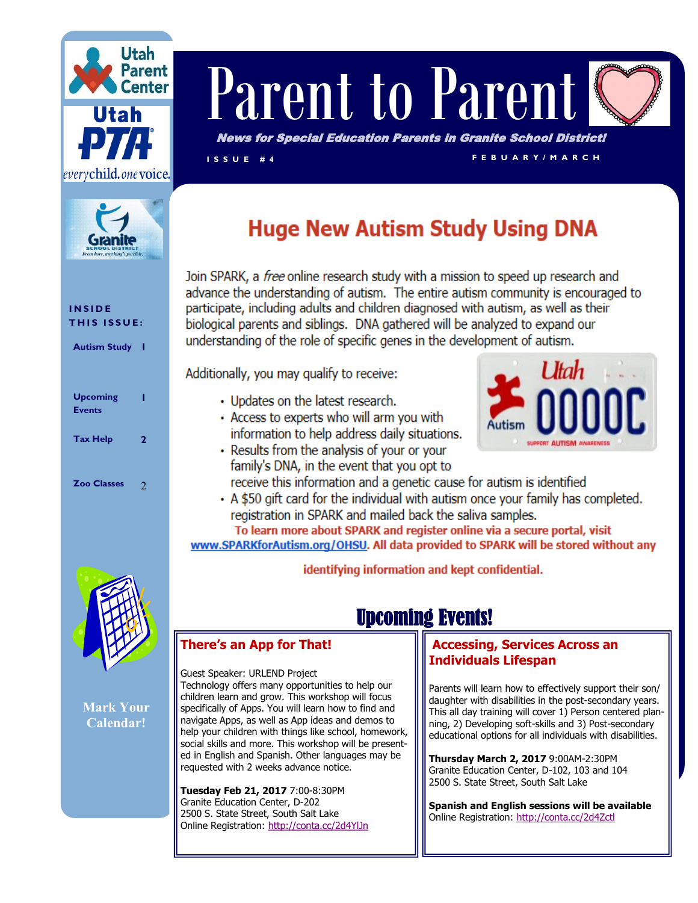Utah Parent Center

Utah PTA

everychild. onevoice.

Granite School District

From here, anything's possible.

# Parent to Parent

***News for Special Education Parents in Granite School District!***

ISSUE #4

FEBUARY/MARCH

**INSIDE THIS ISSUE:**

- Autism Study 1
- Upcoming Events 1
- Tax Help 2
- Zoo Classes 2

**Mark Your Calendar!**

## Huge New Autism Study Using DNA

Join SPARK, a *free* online research study with a mission to speed up research and advance the understanding of autism. The entire autism community is encouraged to participate, including adults and children diagnosed with autism, as well as their biological parents and siblings. DNA gathered will be analyzed to expand our understanding of the role of specific genes in the development of autism.

Additionally, you may qualify to receive:

- Updates on the latest research.
- Access to experts who will arm you with information to help address daily situations.
- Results from the analysis of your or your family's DNA, in the event that you opt to receive this information and a genetic cause for autism is identified
- A $50 gift card for the individual with autism once your family has completed. registration in SPARK and mailed back the saliva samples.

**To learn more about SPARK and register online via a secure portal, visit www.SPARKforAutism.org/OHSU. All data provided to SPARK will be stored without any identifying information and kept confidential.**

Utah 0000C Autism SUPPORT AUTISM AWARENESS

## Upcoming Events!

### There's an App for That!

Guest Speaker: URLEND Project

Technology offers many opportunities to help our children learn and grow. This workshop will focus specifically of Apps. You will learn how to find and navigate Apps, as well as App ideas and demos to help your children with things like school, homework, social skills and more. This workshop will be presented in English and Spanish. Other languages may be requested with 2 weeks advance notice.

**Tuesday Feb 21, 2017** 7:00-8:30PM
Granite Education Center, D-202
2500 S. State Street, South Salt Lake
Online Registration: http://conta.cc/2d4YlJn

### Accessing, Services Across an Individuals Lifespan

Parents will learn how to effectively support their son/daughter with disabilities in the post-secondary years. This all day training will cover 1) Person centered planning, 2) Developing soft-skills and 3) Post-secondary educational options for all individuals with disabilities.

**Thursday March 2, 2017** 9:00AM-2:30PM
Granite Education Center, D-102, 103 and 104
2500 S. State Street, South Salt Lake

**Spanish and English sessions will be available**
Online Registration: http://conta.cc/2d4Zctl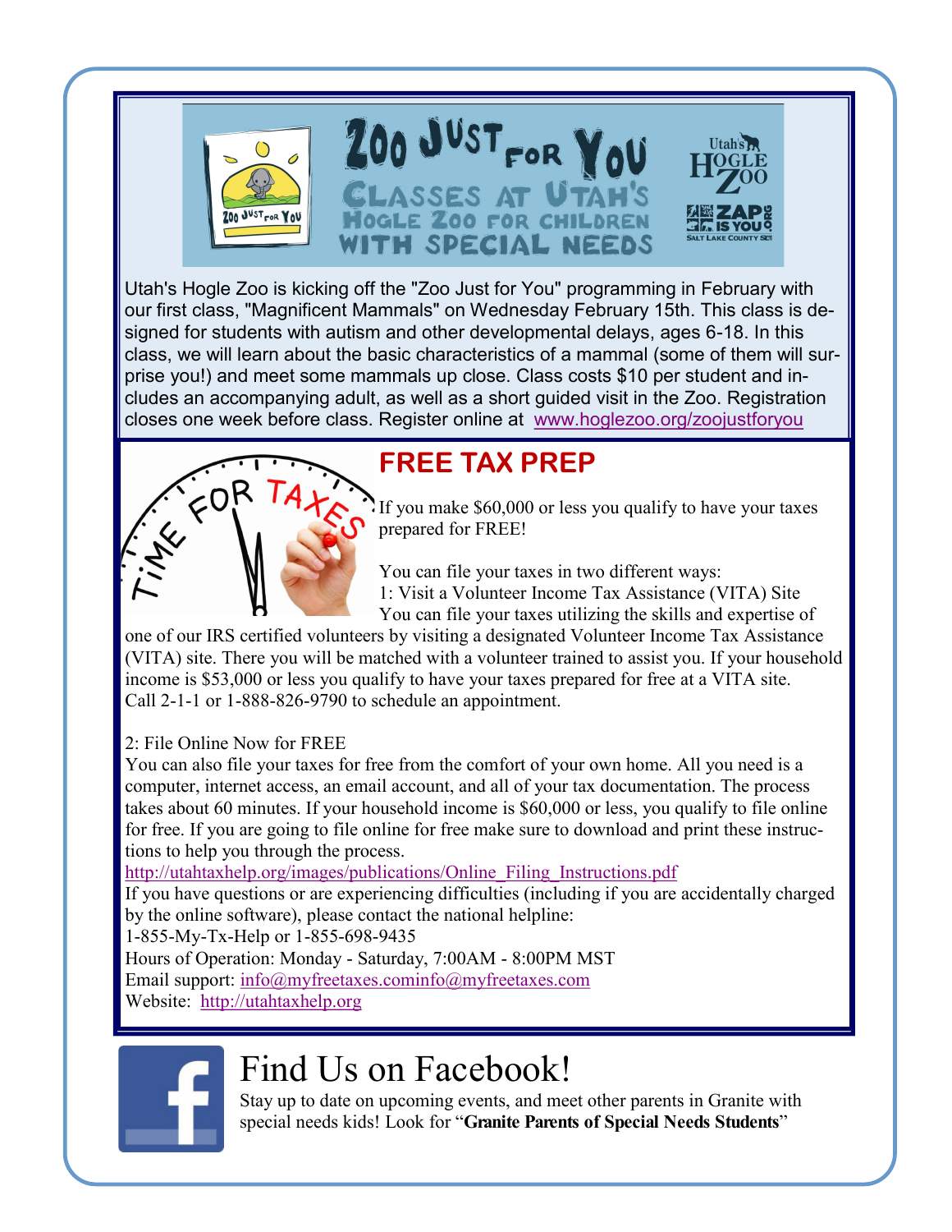# Zoo Just for You

## Classes at Utah's Hogle Zoo for Children with Special Needs

Utah's Hogle Zoo is kicking off the "Zoo Just for You" programming in February with our first class, "Magnificent Mammals" on Wednesday February 15th. This class is designed for students with autism and other developmental delays, ages 6-18. In this class, we will learn about the basic characteristics of a mammal (some of them will surprise you!) and meet some mammals up close. Class costs $10 per student and includes an accompanying adult, as well as a short guided visit in the Zoo. Registration closes one week before class. Register online at [www.hoglezoo.org/zoojustforyou](www.hoglezoo.org/zoojustforyou)

## FREE TAX PREP

If you make $60,000 or less you qualify to have your taxes prepared for FREE!

You can file your taxes in two different ways:

1: Visit a Volunteer Income Tax Assistance (VITA) Site

You can file your taxes utilizing the skills and expertise of one of our IRS certified volunteers by visiting a designated Volunteer Income Tax Assistance (VITA) site. There you will be matched with a volunteer trained to assist you. If your household income is $53,000 or less you qualify to have your taxes prepared for free at a VITA site. Call 2-1-1 or 1-888-826-9790 to schedule an appointment.

2: File Online Now for FREE

You can also file your taxes for free from the comfort of your own home. All you need is a computer, internet access, an email account, and all of your tax documentation. The process takes about 60 minutes. If your household income is $60,000 or less, you qualify to file online for free. If you are going to file online for free make sure to download and print these instructions to help you through the process.

[http://utahtaxhelp.org/images/publications/Online_Filing_Instructions.pdf](http://utahtaxhelp.org/images/publications/Online_Filing_Instructions.pdf)

If you have questions or are experiencing difficulties (including if you are accidentally charged by the online software), please contact the national helpline:

1-855-My-Tx-Help or 1-855-698-9435

Hours of Operation: Monday - Saturday, 7:00AM - 8:00PM MST

Email support: info@myfreetaxes.cominfo@myfreetaxes.com

Website: [http://utahtaxhelp.org](http://utahtaxhelp.org)

# Find Us on Facebook!

Stay up to date on upcoming events, and meet other parents in Granite with special needs kids! Look for "**Granite Parents of Special Needs Students**"